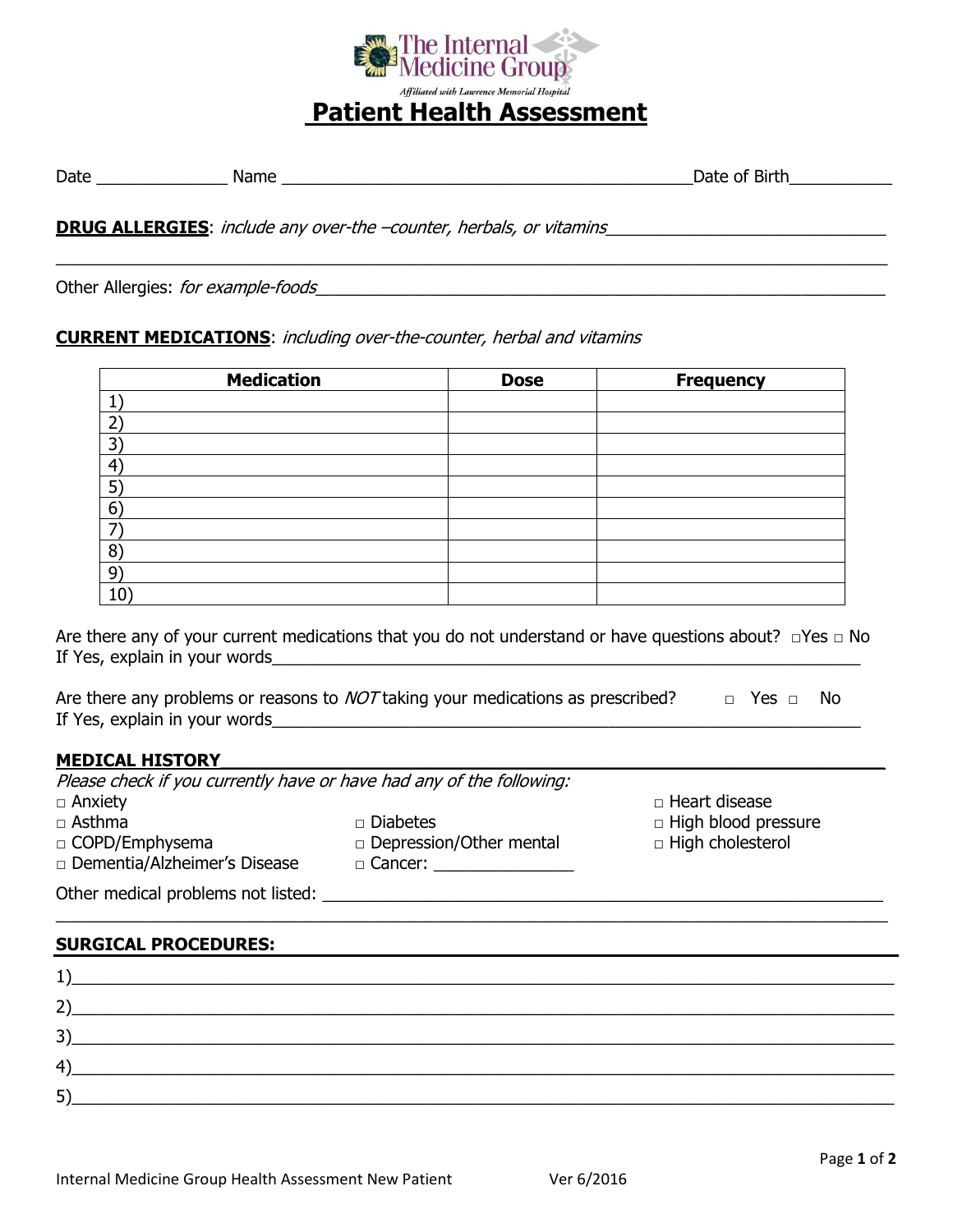The Internal Medicine Group

*Affiliated with Lawrence Memorial Hospital*

# Patient Health Assessment

Date ______________ Name ____________________________________________Date of Birth___________

**DRUG ALLERGIES**: *include any over-the –counter, herbals, or vitamins*_____________________________

_______________________________________________________________________________________

Other Allergies: *for example-foods*___________________________________________________________

**CURRENT MEDICATIONS**: *including over-the-counter, herbal and vitamins*

| Medication | Dose | Frequency |
|---|---|---|
| 1) | | |
| 2) | | |
| 3) | | |
| 4) | | |
| 5) | | |
| 6) | | |
| 7) | | |
| 8) | | |
| 9) | | |
| 10) | | |

Are there any of your current medications that you do not understand or have questions about? □Yes □ No
If Yes, explain in your words_________________________________________________________________

Are there any problems or reasons to *NOT* taking your medications as prescribed? □ Yes □ No
If Yes, explain in your words_________________________________________________________________

**MEDICAL HISTORY**

*Please check if you currently have or have had any of the following:*

□ Anxiety
□ Asthma
□ COPD/Emphysema
□ Dementia/Alzheimer's Disease
□ Diabetes
□ Depression/Other mental
□ Cancer: _______________
□ Heart disease
□ High blood pressure
□ High cholesterol

Other medical problems not listed: ____________________________________________________________

_______________________________________________________________________________________

**SURGICAL PROCEDURES:**

1)______________________________________________________________________________________

2)______________________________________________________________________________________

3)______________________________________________________________________________________

4)______________________________________________________________________________________

5)______________________________________________________________________________________

Internal Medicine Group Health Assessment New Patient Ver 6/2016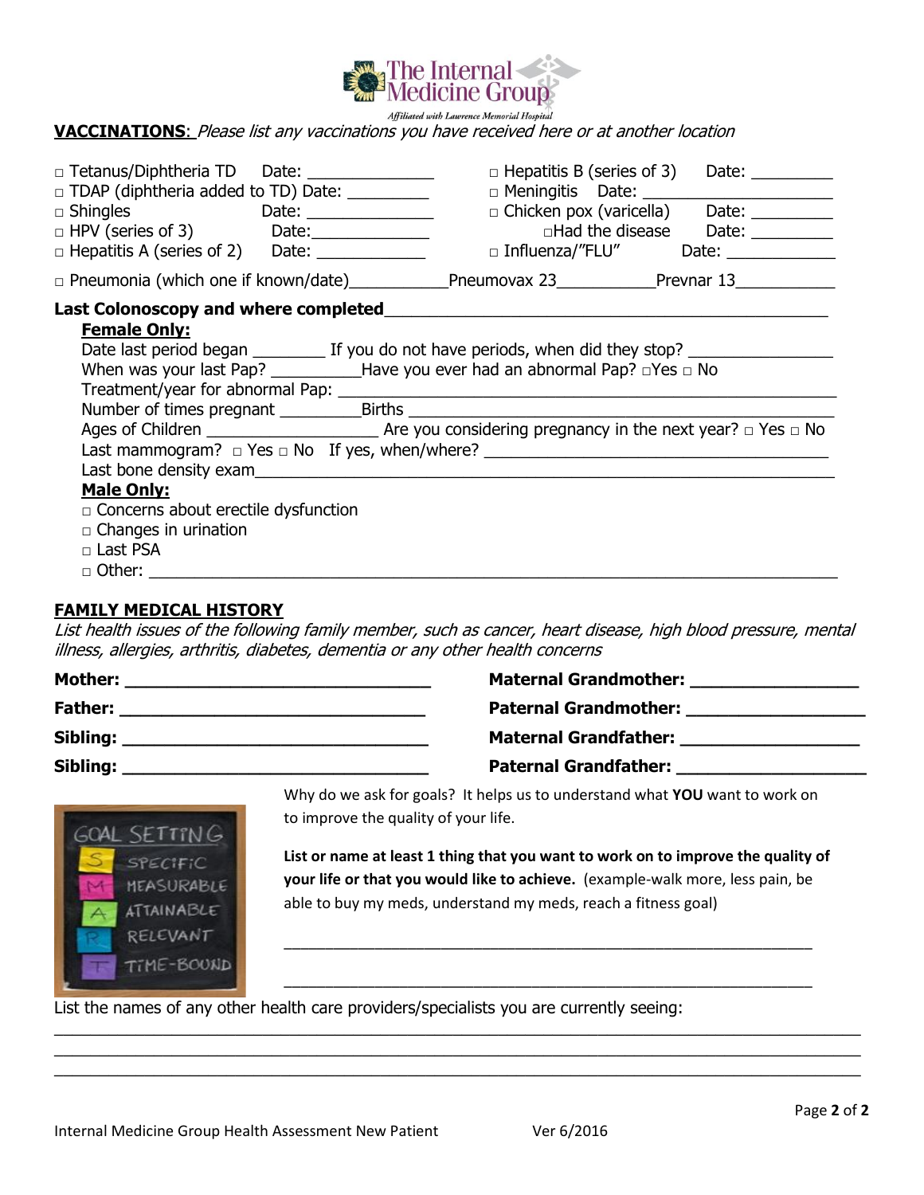The Internal Medicine Group

*Affiliated with Lawrence Memorial Hospital*

**VACCINATIONS**: *Please list any vaccinations you have received here or at another location*

□ Tetanus/Diphtheria TD Date: ______________

□ TDAP (diphtheria added to TD) Date: _________

□ Shingles Date: ______________

□ HPV (series of 3) Date:_____________

□ Hepatitis A (series of 2) Date: ____________

□ Hepatitis B (series of 3) Date: _________

□ Meningitis Date: _____________________

□ Chicken pox (varicella) Date: _________

□Had the disease Date: _________

□ Influenza/"FLU" Date: ____________

□ Pneumonia (which one if known/date)___________Pneumovax 23___________Prevnar 13___________

**Last Colonoscopy and where completed**_______________________________________________

**Female Only:**

Date last period began ________ If you do not have periods, when did they stop? _______________

When was your last Pap? __________Have you ever had an abnormal Pap? □Yes □ No

Treatment/year for abnormal Pap: ___________________________________________________

Number of times pregnant _________Births _____________________________________________

Ages of Children ___________________ Are you considering pregnancy in the next year? □ Yes □ No

Last mammogram? □ Yes □ No If yes, when/where? ______________________________________

Last bone density exam____________________________________________________________

**Male Only:**

□ Concerns about erectile dysfunction

□ Changes in urination

□ Last PSA

□ Other: ________________________________________________________________________

**FAMILY MEDICAL HISTORY**

*List health issues of the following family member, such as cancer, heart disease, high blood pressure, mental illness, allergies, arthritis, diabetes, dementia or any other health concerns*

**Mother:** ______________________________

**Father:** ______________________________

**Sibling:** ______________________________

**Sibling:** ______________________________

**Maternal Grandmother:** ________________

**Paternal Grandmother:** _________________

**Maternal Grandfather:** _________________

**Paternal Grandfather:** __________________

GOAL SETTING
S SPECIFIC
M MEASURABLE
A ATTAINABLE
R RELEVANT
T TIME-BOUND

Why do we ask for goals? It helps us to understand what **YOU** want to work on to improve the quality of your life.

**List or name at least 1 thing that you want to work on to improve the quality of your life or that you would like to achieve.** (example-walk more, less pain, be able to buy my meds, understand my meds, reach a fitness goal)

______________________________________________________________

______________________________________________________________

List the names of any other health care providers/specialists you are currently seeing:

____________________________________________________________________________________

____________________________________________________________________________________

____________________________________________________________________________________

Internal Medicine Group Health Assessment New Patient Ver 6/2016